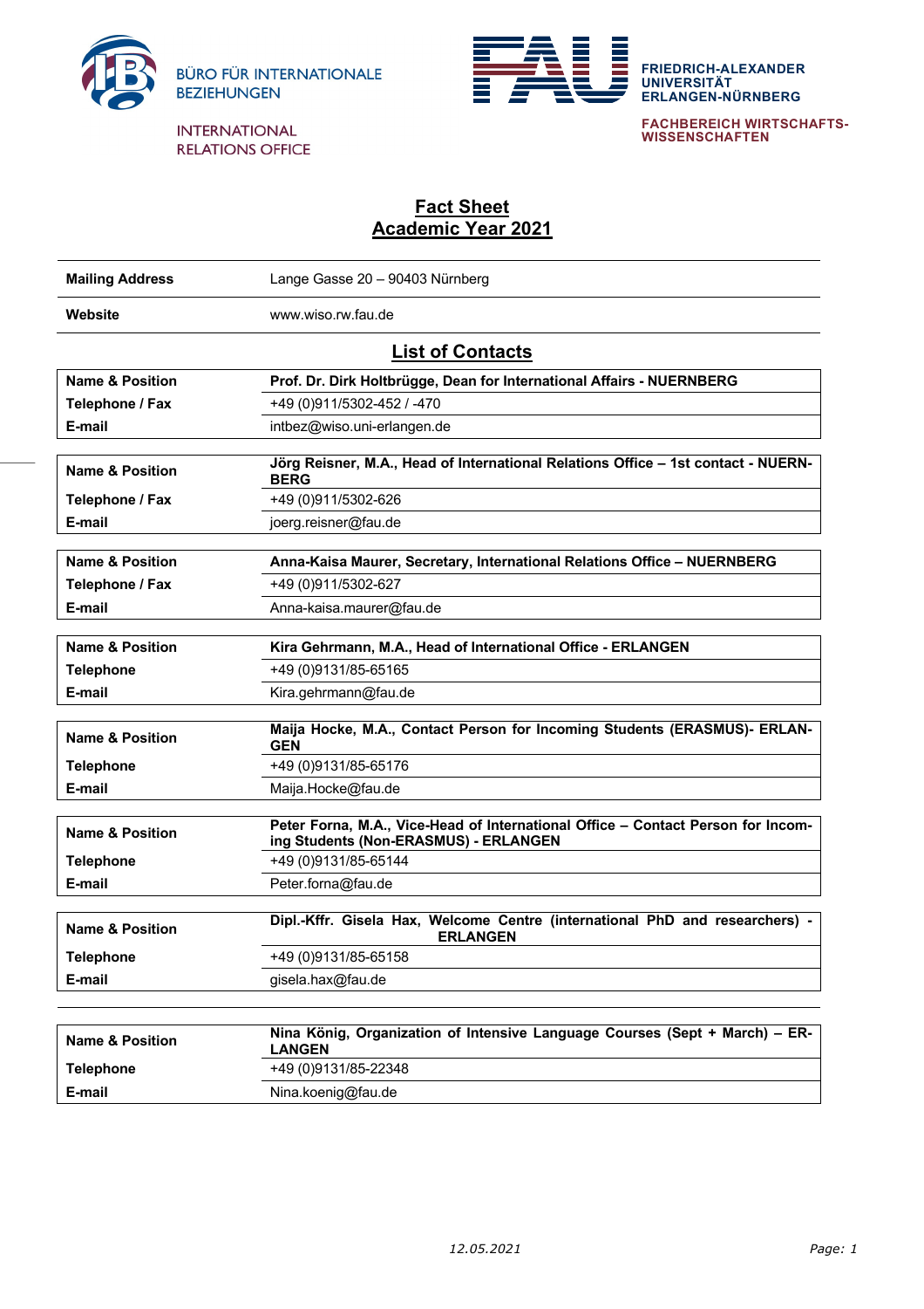BÜRO FÜR INTERNATIONALE BEZIEHUNGEN

INTERNATIONAL RELATIONS OFFICE

FRIEDRICH-ALEXANDER UNIVERSITÄT ERLANGEN-NÜRNBERG

FACHBEREICH WIRTSCHAFTS-WISSENSCHAFTEN

# Fact Sheet
# Academic Year 2021

| | |
|---|---|
| **Mailing Address** | Lange Gasse 20 – 90403 Nürnberg |
| **Website** | www.wiso.rw.fau.de |

## List of Contacts

| | |
|---|---|
| **Name & Position** | **Prof. Dr. Dirk Holtbrügge, Dean for International Affairs - NUERNBERG** |
| **Telephone / Fax** | +49 (0)911/5302-452 / -470 |
| **E-mail** | intbez@wiso.uni-erlangen.de |

| | |
|---|---|
| **Name & Position** | **Jörg Reisner, M.A., Head of International Relations Office – 1st contact - NUERNBERG** |
| **Telephone / Fax** | +49 (0)911/5302-626 |
| **E-mail** | joerg.reisner@fau.de |

| | |
|---|---|
| **Name & Position** | **Anna-Kaisa Maurer, Secretary, International Relations Office – NUERNBERG** |
| **Telephone / Fax** | +49 (0)911/5302-627 |
| **E-mail** | Anna-kaisa.maurer@fau.de |

| | |
|---|---|
| **Name & Position** | **Kira Gehrmann, M.A., Head of International Office - ERLANGEN** |
| **Telephone** | +49 (0)9131/85-65165 |
| **E-mail** | Kira.gehrmann@fau.de |

| | |
|---|---|
| **Name & Position** | **Maija Hocke, M.A., Contact Person for Incoming Students (ERASMUS)- ERLANGEN** |
| **Telephone** | +49 (0)9131/85-65176 |
| **E-mail** | Maija.Hocke@fau.de |

| | |
|---|---|
| **Name & Position** | **Peter Forna, M.A., Vice-Head of International Office – Contact Person for Incoming Students (Non-ERASMUS) - ERLANGEN** |
| **Telephone** | +49 (0)9131/85-65144 |
| **E-mail** | Peter.forna@fau.de |

| | |
|---|---|
| **Name & Position** | **Dipl.-Kffr. Gisela Hax, Welcome Centre (international PhD and researchers) - ERLANGEN** |
| **Telephone** | +49 (0)9131/85-65158 |
| **E-mail** | gisela.hax@fau.de |

| | |
|---|---|
| **Name & Position** | **Nina König, Organization of Intensive Language Courses (Sept + March) – ERLANGEN** |
| **Telephone** | +49 (0)9131/85-22348 |
| **E-mail** | Nina.koenig@fau.de |

*12.05.2021*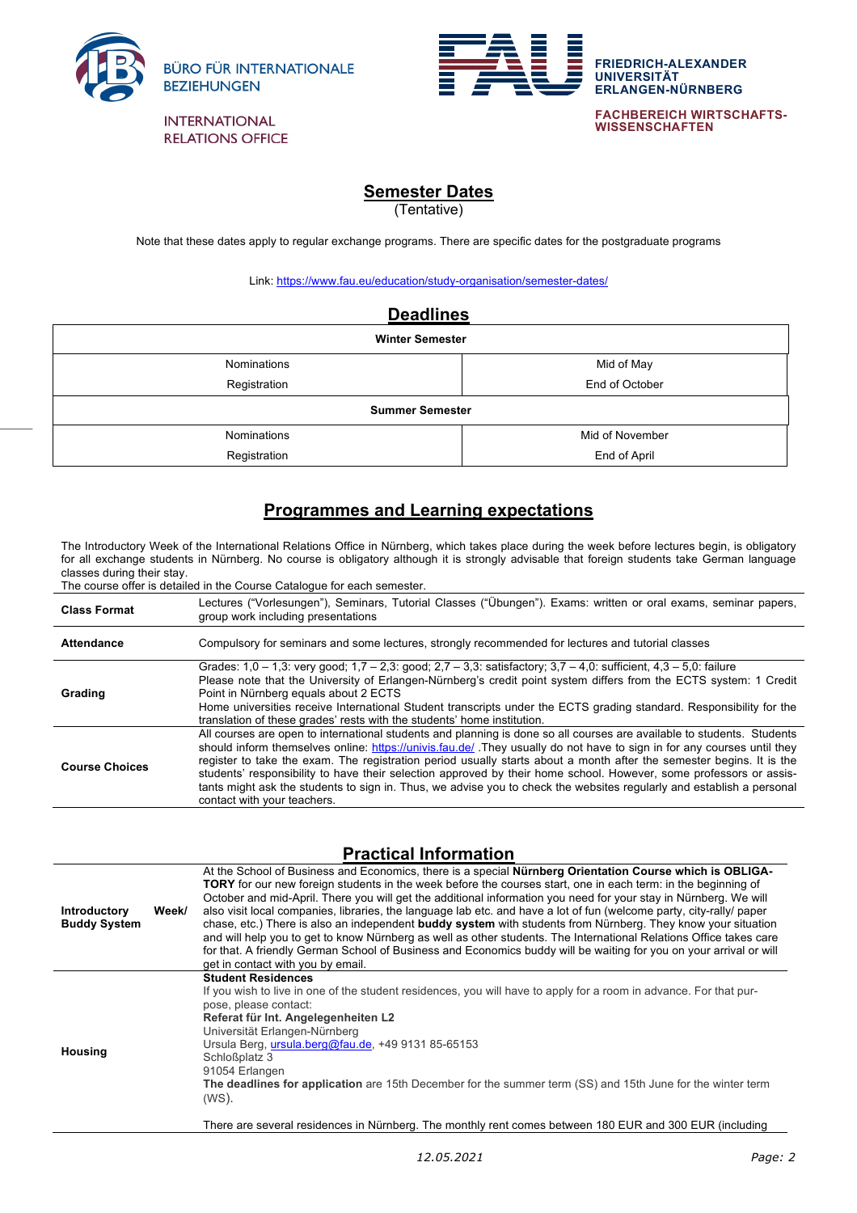BÜRO FÜR INTERNATIONALE BEZIEHUNGEN

INTERNATIONAL RELATIONS OFFICE

FRIEDRICH-ALEXANDER UNIVERSITÄT ERLANGEN-NÜRNBERG

FACHBEREICH WIRTSCHAFTS-WISSENSCHAFTEN

## Semester Dates

(Tentative)

Note that these dates apply to regular exchange programs. There are specific dates for the postgraduate programs

Link: https://www.fau.eu/education/study-organisation/semester-dates/

## Deadlines

| Winter Semester | |
|---|---|
| Nominations | Mid of May |
| Registration | End of October |
| **Summer Semester** | |
| Nominations | Mid of November |
| Registration | End of April |

## Programmes and Learning expectations

The Introductory Week of the International Relations Office in Nürnberg, which takes place during the week before lectures begin, is obligatory for all exchange students in Nürnberg. No course is obligatory although it is strongly advisable that foreign students take German language classes during their stay.

The course offer is detailed in the Course Catalogue for each semester.

| | |
|---|---|
| **Class Format** | Lectures ("Vorlesungen"), Seminars, Tutorial Classes ("Übungen"). Exams: written or oral exams, seminar papers, group work including presentations |
| **Attendance** | Compulsory for seminars and some lectures, strongly recommended for lectures and tutorial classes |
| **Grading** | Grades: 1,0 – 1,3: very good; 1,7 – 2,3: good; 2,7 – 3,3: satisfactory; 3,7 – 4,0: sufficient, 4,3 – 5,0: failure<br>Please note that the University of Erlangen-Nürnberg's credit point system differs from the ECTS system: 1 Credit Point in Nürnberg equals about 2 ECTS<br>Home universities receive International Student transcripts under the ECTS grading standard. Responsibility for the translation of these grades' rests with the students' home institution. |
| **Course Choices** | All courses are open to international students and planning is done so all courses are available to students. Students should inform themselves online: https://univis.fau.de/ .They usually do not have to sign in for any courses until they register to take the exam. The registration period usually starts about a month after the semester begins. It is the students' responsibility to have their selection approved by their home school. However, some professors or assistants might ask the students to sign in. Thus, we advise you to check the websites regularly and establish a personal contact with your teachers. |

## Practical Information

| | |
|---|---|
| **Introductory Week/ Buddy System** | At the School of Business and Economics, there is a special **Nürnberg Orientation Course which is OBLIGATORY** for our new foreign students in the week before the courses start, one in each term: in the beginning of October and mid-April. There you will get the additional information you need for your stay in Nürnberg. We will also visit local companies, libraries, the language lab etc. and have a lot of fun (welcome party, city-rally/ paper chase, etc.) There is also an independent **buddy system** with students from Nürnberg. They know your situation and will help you to get to know Nürnberg as well as other students. The International Relations Office takes care for that. A friendly German School of Business and Economics buddy will be waiting for you on your arrival or will get in contact with you by email. |
| **Housing** | **Student Residences**<br>If you wish to live in one of the student residences, you will have to apply for a room in advance. For that purpose, please contact:<br>**Referat für Int. Angelegenheiten L2**<br>Universität Erlangen-Nürnberg<br>Ursula Berg, ursula.berg@fau.de, +49 9131 85-65153<br>Schloßplatz 3<br>91054 Erlangen<br>**The deadlines for application** are 15th December for the summer term (SS) and 15th June for the winter term (WS).<br><br>There are several residences in Nürnberg. The monthly rent comes between 180 EUR and 300 EUR (including |

*12.05.2021*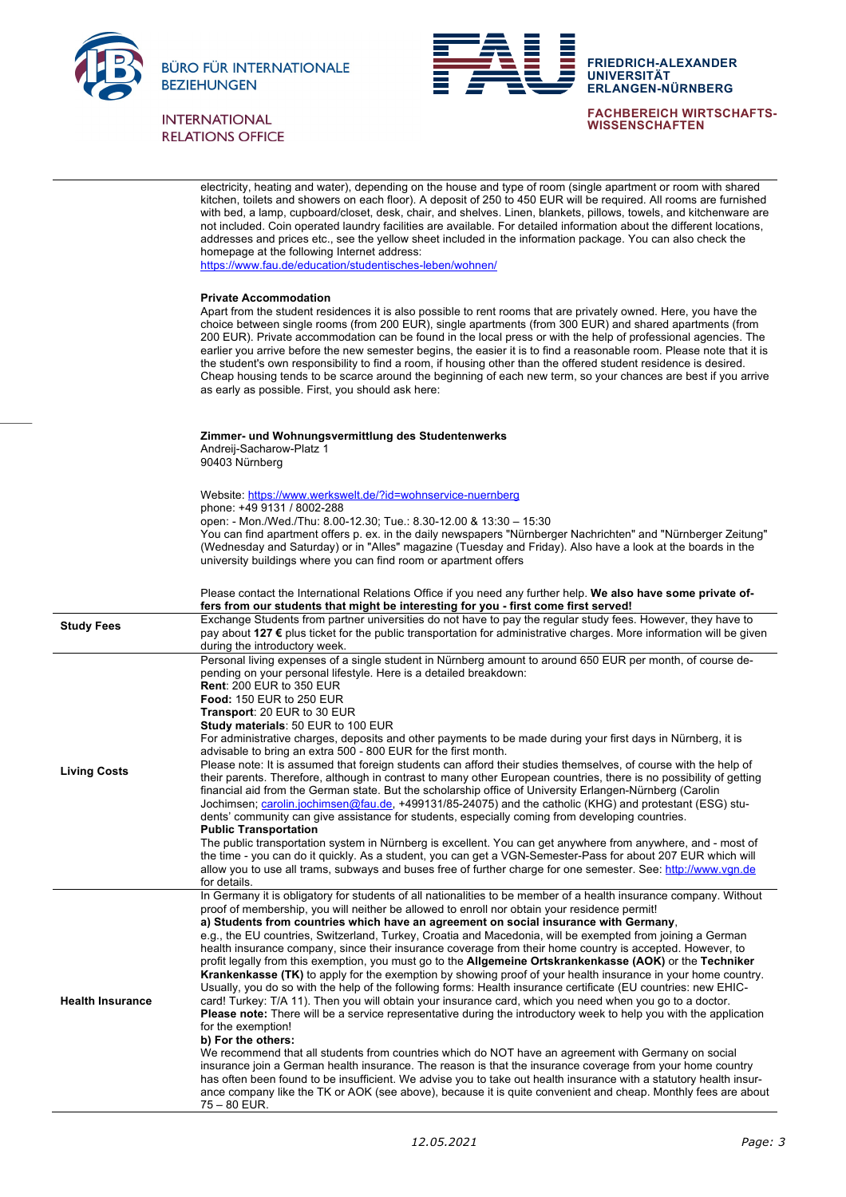| | |
|---|---|
| | electricity, heating and water), depending on the house and type of room (single apartment or room with shared kitchen, toilets and showers on each floor). A deposit of 250 to 450 EUR will be required. All rooms are furnished with bed, a lamp, cupboard/closet, desk, chair, and shelves. Linen, blankets, pillows, towels, and kitchenware are not included. Coin operated laundry facilities are available. For detailed information about the different locations, addresses and prices etc., see the yellow sheet included in the information package. You can also check the homepage at the following Internet address: [https://www.fau.de/education/studentisches-leben/wohnen/](https://www.fau.de/education/studentisches-leben/wohnen/)<br><br>**Private Accommodation**<br>Apart from the student residences it is also possible to rent rooms that are privately owned. Here, you have the choice between single rooms (from 200 EUR), single apartments (from 300 EUR) and shared apartments (from 200 EUR). Private accommodation can be found in the local press or with the help of professional agencies. The earlier you arrive before the new semester begins, the easier it is to find a reasonable room. Please note that it is the student's own responsibility to find a room, if housing other than the offered student residence is desired. Cheap housing tends to be scarce around the beginning of each new term, so your chances are best if you arrive as early as possible. First, you should ask here:<br><br>**Zimmer- und Wohnungsvermittlung des Studentenwerks**<br>Andreij-Sacharow-Platz 1<br>90403 Nürnberg<br><br>Website: [https://www.werkswelt.de/?id=wohnservice-nuernberg](https://www.werkswelt.de/?id=wohnservice-nuernberg)<br>phone: +49 9131 / 8002-288<br>open: - Mon./Wed./Thu: 8.00-12.30; Tue.: 8.30-12.00 & 13:30 – 15:30<br>You can find apartment offers p. ex. in the daily newspapers "Nürnberger Nachrichten" and "Nürnberger Zeitung" (Wednesday and Saturday) or in "Alles" magazine (Tuesday and Friday). Also have a look at the boards in the university buildings where you can find room or apartment offers<br><br>Please contact the International Relations Office if you need any further help. **We also have some private offers from our students that might be interesting for you - first come first served!** |
| **Study Fees** | Exchange Students from partner universities do not have to pay the regular study fees. However, they have to pay about **127 €** plus ticket for the public transportation for administrative charges. More information will be given during the introductory week. |
| **Living Costs** | Personal living expenses of a single student in Nürnberg amount to around 650 EUR per month, of course depending on your personal lifestyle. Here is a detailed breakdown:<br>**Rent**: 200 EUR to 350 EUR<br>**Food:** 150 EUR to 250 EUR<br>**Transport**: 20 EUR to 30 EUR<br>**Study materials**: 50 EUR to 100 EUR<br>For administrative charges, deposits and other payments to be made during your first days in Nürnberg, it is advisable to bring an extra 500 - 800 EUR for the first month.<br>Please note: It is assumed that foreign students can afford their studies themselves, of course with the help of their parents. Therefore, although in contrast to many other European countries, there is no possibility of getting financial aid from the German state. But the scholarship office of University Erlangen-Nürnberg (Carolin Jochimsen; [carolin.jochimsen@fau.de](mailto:carolin.jochimsen@fau.de), +499131/85-24075) and the catholic (KHG) and protestant (ESG) students' community can give assistance for students, especially coming from developing countries.<br>**Public Transportation**<br>The public transportation system in Nürnberg is excellent. You can get anywhere from anywhere, and - most of the time - you can do it quickly. As a student, you can get a VGN-Semester-Pass for about 207 EUR which will allow you to use all trams, subways and buses free of further charge for one semester. See: [http://www.vgn.de](http://www.vgn.de) for details. |
| **Health Insurance** | In Germany it is obligatory for students of all nationalities to be member of a health insurance company. Without proof of membership, you will neither be allowed to enroll nor obtain your residence permit!<br>**a) Students from countries which have an agreement on social insurance with Germany**, e.g., the EU countries, Switzerland, Turkey, Croatia and Macedonia, will be exempted from joining a German health insurance company, since their insurance coverage from their home country is accepted. However, to profit legally from this exemption, you must go to the **Allgemeine Ortskrankenkasse (AOK)** or the **Techniker Krankenkasse (TK)** to apply for the exemption by showing proof of your health insurance in your home country. Usually, you do so with the help of the following forms: Health insurance certificate (EU countries: new EHIC-card! Turkey: T/A 11). Then you will obtain your insurance card, which you need when you go to a doctor.<br>**Please note:** There will be a service representative during the introductory week to help you with the application for the exemption!<br>**b) For the others:**<br>We recommend that all students from countries which do NOT have an agreement with Germany on social insurance join a German health insurance. The reason is that the insurance coverage from your home country has often been found to be insufficient. We advise you to take out health insurance with a statutory health insurance company like the TK or AOK (see above), because it is quite convenient and cheap. Monthly fees are about 75 – 80 EUR. |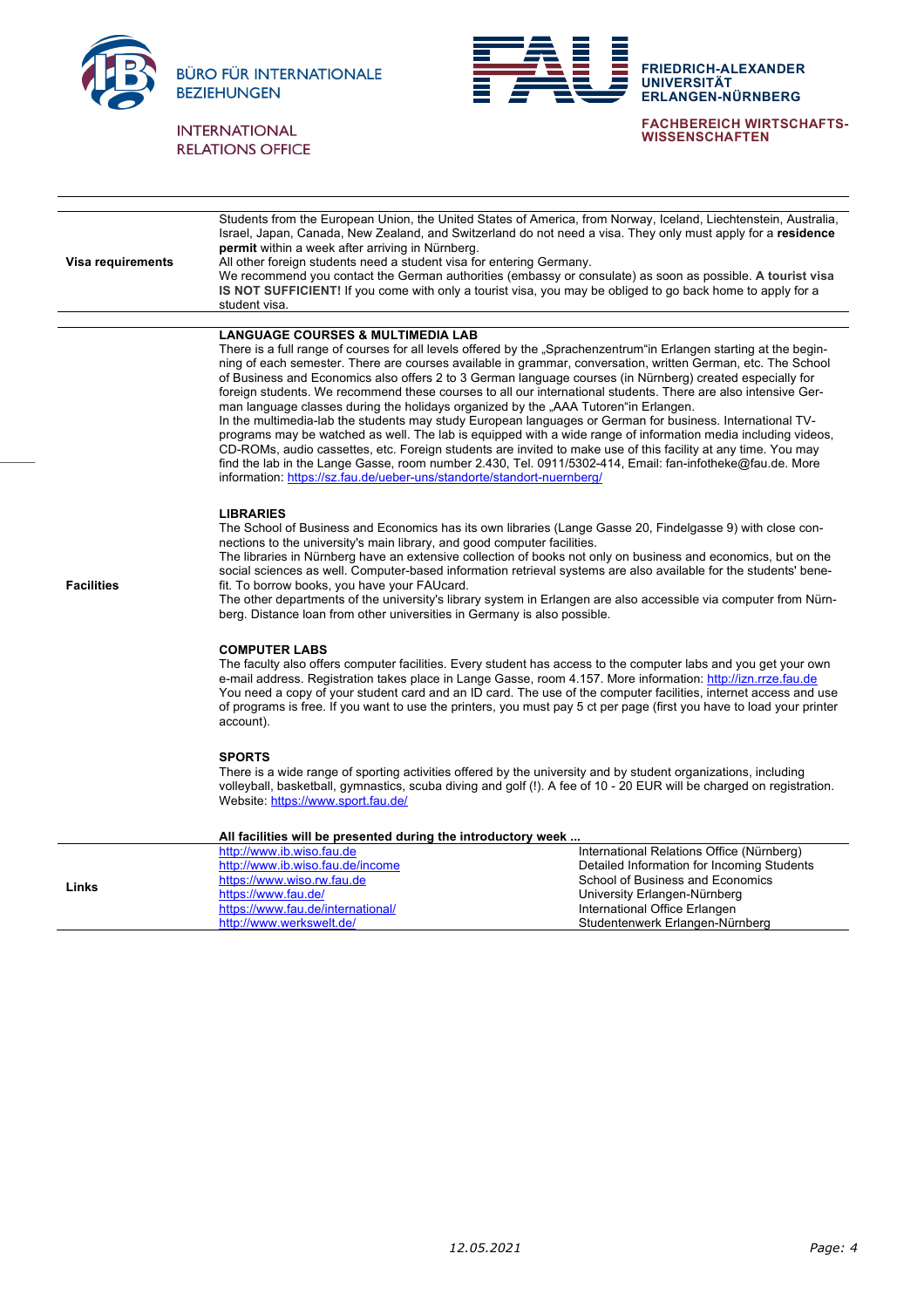| | |
|---|---|
| **Visa requirements** | Students from the European Union, the United States of America, from Norway, Iceland, Liechtenstein, Australia, Israel, Japan, Canada, New Zealand, and Switzerland do not need a visa. They only must apply for a **residence permit** within a week after arriving in Nürnberg.<br>All other foreign students need a student visa for entering Germany.<br>We recommend you contact the German authorities (embassy or consulate) as soon as possible. **A tourist visa IS NOT SUFFICIENT!** If you come with only a tourist visa, you may be obliged to go back home to apply for a student visa. |
| **Facilities** | **LANGUAGE COURSES & MULTIMEDIA LAB**<br>There is a full range of courses for all levels offered by the „Sprachenzentrum"in Erlangen starting at the beginning of each semester. There are courses available in grammar, conversation, written German, etc. The School of Business and Economics also offers 2 to 3 German language courses (in Nürnberg) created especially for foreign students. We recommend these courses to all our international students. There are also intensive German language classes during the holidays organized by the „AAA Tutoren"in Erlangen.<br>In the multimedia-lab the students may study European languages or German for business. International TV-programs may be watched as well. The lab is equipped with a wide range of information media including videos, CD-ROMs, audio cassettes, etc. Foreign students are invited to make use of this facility at any time. You may find the lab in the Lange Gasse, room number 2.430, Tel. 0911/5302-414, Email: fan-infotheke@fau.de. More information: https://sz.fau.de/ueber-uns/standorte/standort-nuernberg/<br><br>**LIBRARIES**<br>The School of Business and Economics has its own libraries (Lange Gasse 20, Findelgasse 9) with close connections to the university's main library, and good computer facilities.<br>The libraries in Nürnberg have an extensive collection of books not only on business and economics, but on the social sciences as well. Computer-based information retrieval systems are also available for the students' benefit. To borrow books, you have your FAUcard.<br>The other departments of the university's library system in Erlangen are also accessible via computer from Nürnberg. Distance loan from other universities in Germany is also possible.<br><br>**COMPUTER LABS**<br>The faculty also offers computer facilities. Every student has access to the computer labs and you get your own e-mail address. Registration takes place in Lange Gasse, room 4.157. More information: http://izn.rrze.fau.de<br>You need a copy of your student card and an ID card. The use of the computer facilities, internet access and use of programs is free. If you want to use the printers, you must pay 5 ct per page (first you have to load your printer account).<br><br>**SPORTS**<br>There is a wide range of sporting activities offered by the university and by student organizations, including volleyball, basketball, gymnastics, scuba diving and golf (!). A fee of 10 - 20 EUR will be charged on registration.<br>Website: https://www.sport.fau.de/<br><br>**All facilities will be presented during the introductory week ...** |

| | | |
|---|---|---|
| **Links** | http://www.ib.wiso.fau.de | International Relations Office (Nürnberg) |
| | http://www.ib.wiso.fau.de/income | Detailed Information for Incoming Students |
| | https://www.wiso.rw.fau.de | School of Business and Economics |
| | https://www.fau.de/ | University Erlangen-Nürnberg |
| | https://www.fau.de/international/ | International Office Erlangen |
| | http://www.werkswelt.de/ | Studentenwerk Erlangen-Nürnberg |